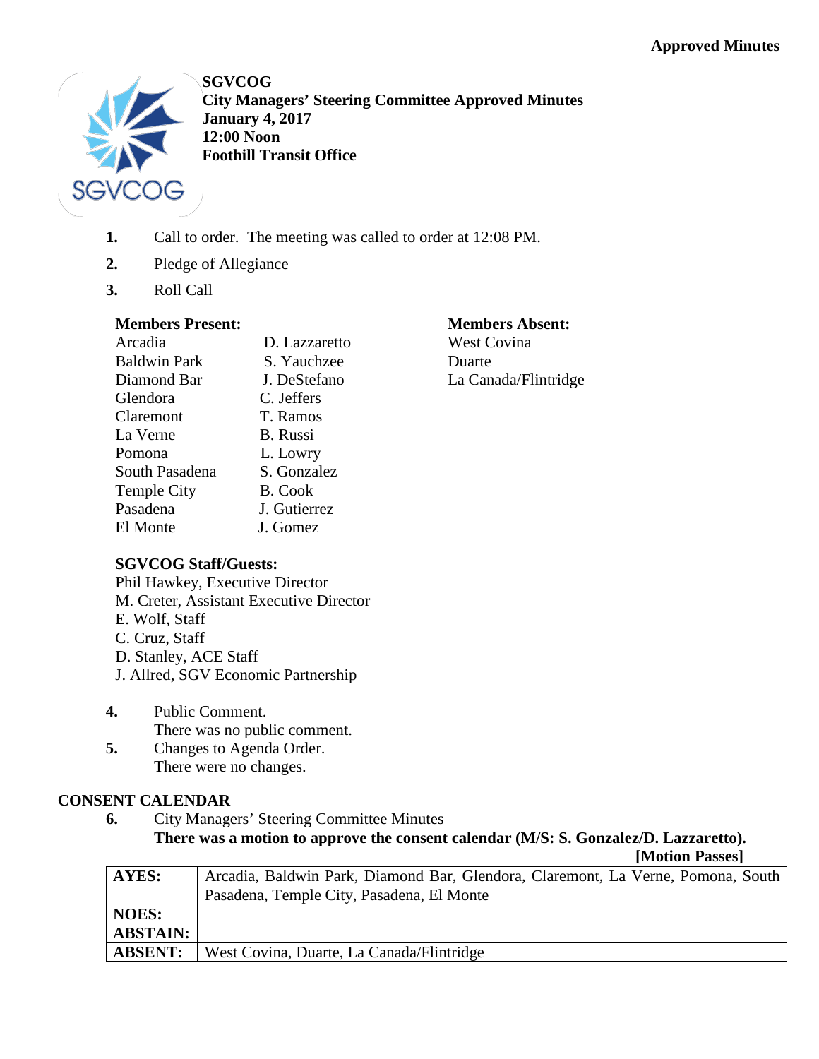Approved Minutes

**SGVCOG**
**City Managers' Steering Committee Approved Minutes**
**January 4, 2017**
**12:00 Noon**
**Foothill Transit Office**

1. Call to order. The meeting was called to order at 12:08 PM.
2. Pledge of Allegiance
3. Roll Call

**Members Present:**

| | |
|---|---|
| Arcadia | D. Lazzaretto |
| Baldwin Park | S. Yauchzee |
| Diamond Bar | J. DeStefano |
| Glendora | C. Jeffers |
| Claremont | T. Ramos |
| La Verne | B. Russi |
| Pomona | L. Lowry |
| South Pasadena | S. Gonzalez |
| Temple City | B. Cook |
| Pasadena | J. Gutierrez |
| El Monte | J. Gomez |

**Members Absent:**
West Covina
Duarte
La Canada/Flintridge

**SGVCOG Staff/Guests:**
Phil Hawkey, Executive Director
M. Creter, Assistant Executive Director
E. Wolf, Staff
C. Cruz, Staff
D. Stanley, ACE Staff
J. Allred, SGV Economic Partnership

4. Public Comment.
   There was no public comment.
5. Changes to Agenda Order.
   There were no changes.

## CONSENT CALENDAR

6. City Managers' Steering Committee Minutes
   **There was a motion to approve the consent calendar (M/S: S. Gonzalez/D. Lazzaretto).**
   **[Motion Passes]**

| | |
|---|---|
| **AYES:** | Arcadia, Baldwin Park, Diamond Bar, Glendora, Claremont, La Verne, Pomona, South Pasadena, Temple City, Pasadena, El Monte |
| **NOES:** | |
| **ABSTAIN:** | |
| **ABSENT:** | West Covina, Duarte, La Canada/Flintridge |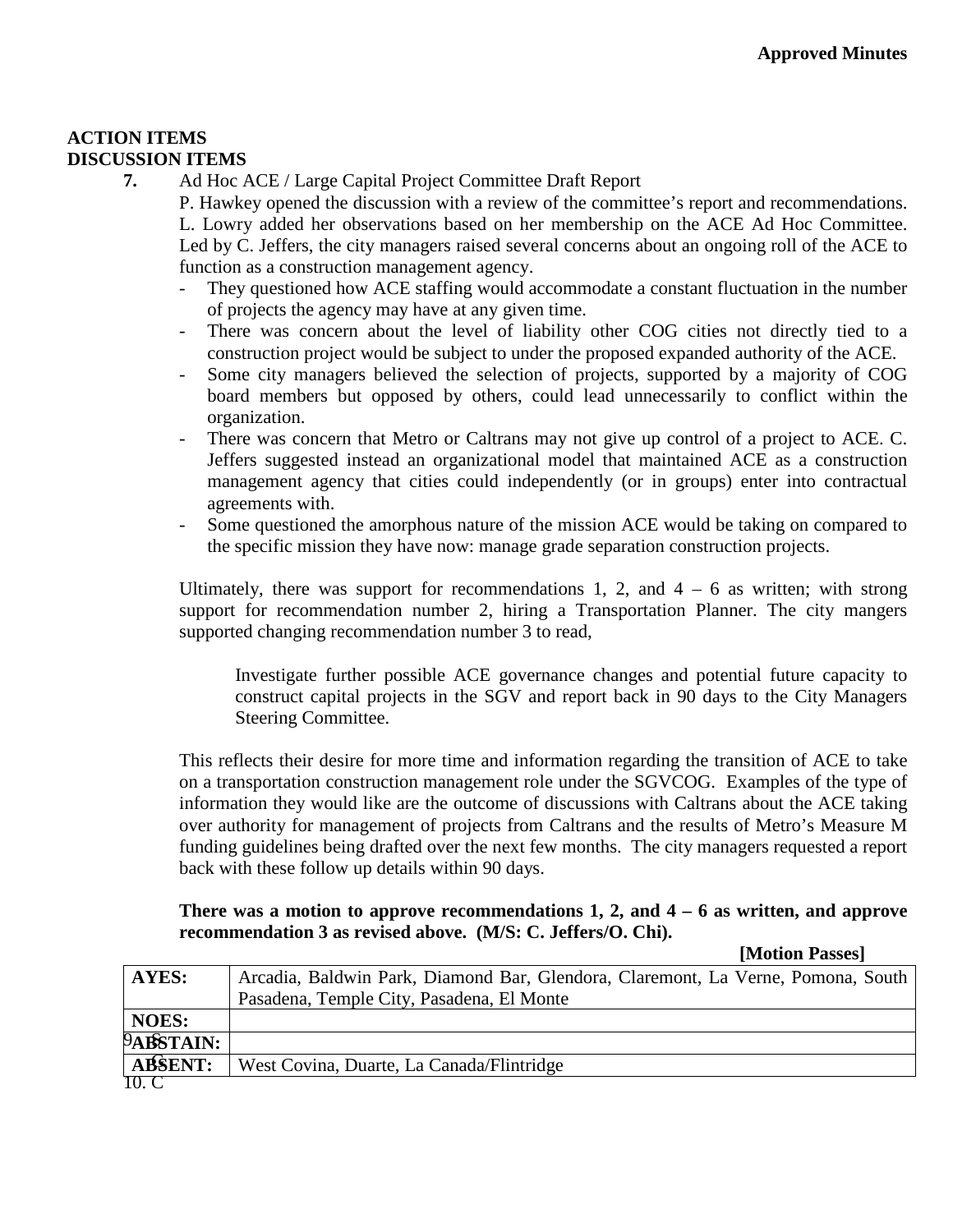**Approved Minutes**

**ACTION ITEMS**
**DISCUSSION ITEMS**

**7.** Ad Hoc ACE / Large Capital Project Committee Draft Report

P. Hawkey opened the discussion with a review of the committee's report and recommendations. L. Lowry added her observations based on her membership on the ACE Ad Hoc Committee. Led by C. Jeffers, the city managers raised several concerns about an ongoing roll of the ACE to function as a construction management agency.

- They questioned how ACE staffing would accommodate a constant fluctuation in the number of projects the agency may have at any given time.
- There was concern about the level of liability other COG cities not directly tied to a construction project would be subject to under the proposed expanded authority of the ACE.
- Some city managers believed the selection of projects, supported by a majority of COG board members but opposed by others, could lead unnecessarily to conflict within the organization.
- There was concern that Metro or Caltrans may not give up control of a project to ACE. C. Jeffers suggested instead an organizational model that maintained ACE as a construction management agency that cities could independently (or in groups) enter into contractual agreements with.
- Some questioned the amorphous nature of the mission ACE would be taking on compared to the specific mission they have now: manage grade separation construction projects.

Ultimately, there was support for recommendations 1, 2, and 4 – 6 as written; with strong support for recommendation number 2, hiring a Transportation Planner. The city mangers supported changing recommendation number 3 to read,

> Investigate further possible ACE governance changes and potential future capacity to construct capital projects in the SGV and report back in 90 days to the City Managers Steering Committee.

This reflects their desire for more time and information regarding the transition of ACE to take on a transportation construction management role under the SGVCOG. Examples of the type of information they would like are the outcome of discussions with Caltrans about the ACE taking over authority for management of projects from Caltrans and the results of Metro's Measure M funding guidelines being drafted over the next few months. The city managers requested a report back with these follow up details within 90 days.

**There was a motion to approve recommendations 1, 2, and 4 – 6 as written, and approve recommendation 3 as revised above. (M/S: C. Jeffers/O. Chi).**

**[Motion Passes]**

| | |
|---|---|
| **AYES:** | Arcadia, Baldwin Park, Diamond Bar, Glendora, Claremont, La Verne, Pomona, South Pasadena, Temple City, Pasadena, El Monte |
| **NOES:** | |
| **ABSTAIN:** | |
| **ABSENT:** | West Covina, Duarte, La Canada/Flintridge |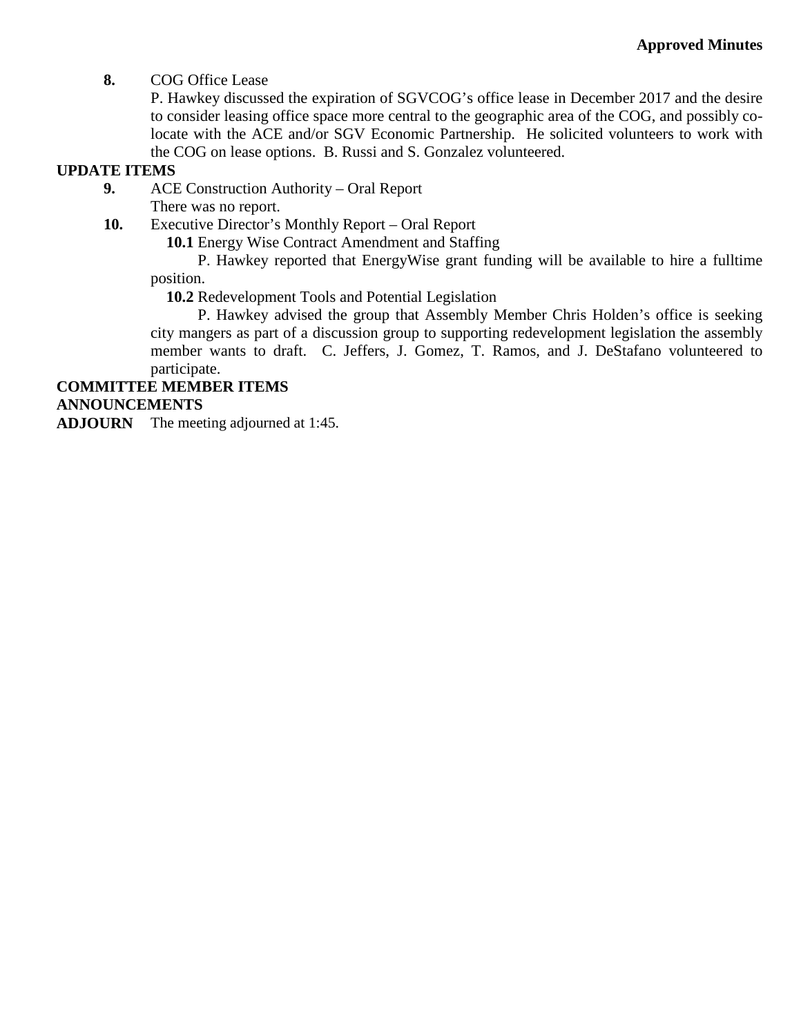**Approved Minutes**

**8.** COG Office Lease

P. Hawkey discussed the expiration of SGVCOG's office lease in December 2017 and the desire to consider leasing office space more central to the geographic area of the COG, and possibly co-locate with the ACE and/or SGV Economic Partnership. He solicited volunteers to work with the COG on lease options. B. Russi and S. Gonzalez volunteered.

**UPDATE ITEMS**

**9.** ACE Construction Authority – Oral Report

There was no report.

**10.** Executive Director's Monthly Report – Oral Report

**10.1** Energy Wise Contract Amendment and Staffing

P. Hawkey reported that EnergyWise grant funding will be available to hire a fulltime position.

**10.2** Redevelopment Tools and Potential Legislation

P. Hawkey advised the group that Assembly Member Chris Holden's office is seeking city mangers as part of a discussion group to supporting redevelopment legislation the assembly member wants to draft. C. Jeffers, J. Gomez, T. Ramos, and J. DeStafano volunteered to participate.

**COMMITTEE MEMBER ITEMS**

**ANNOUNCEMENTS**

**ADJOURN** The meeting adjourned at 1:45.